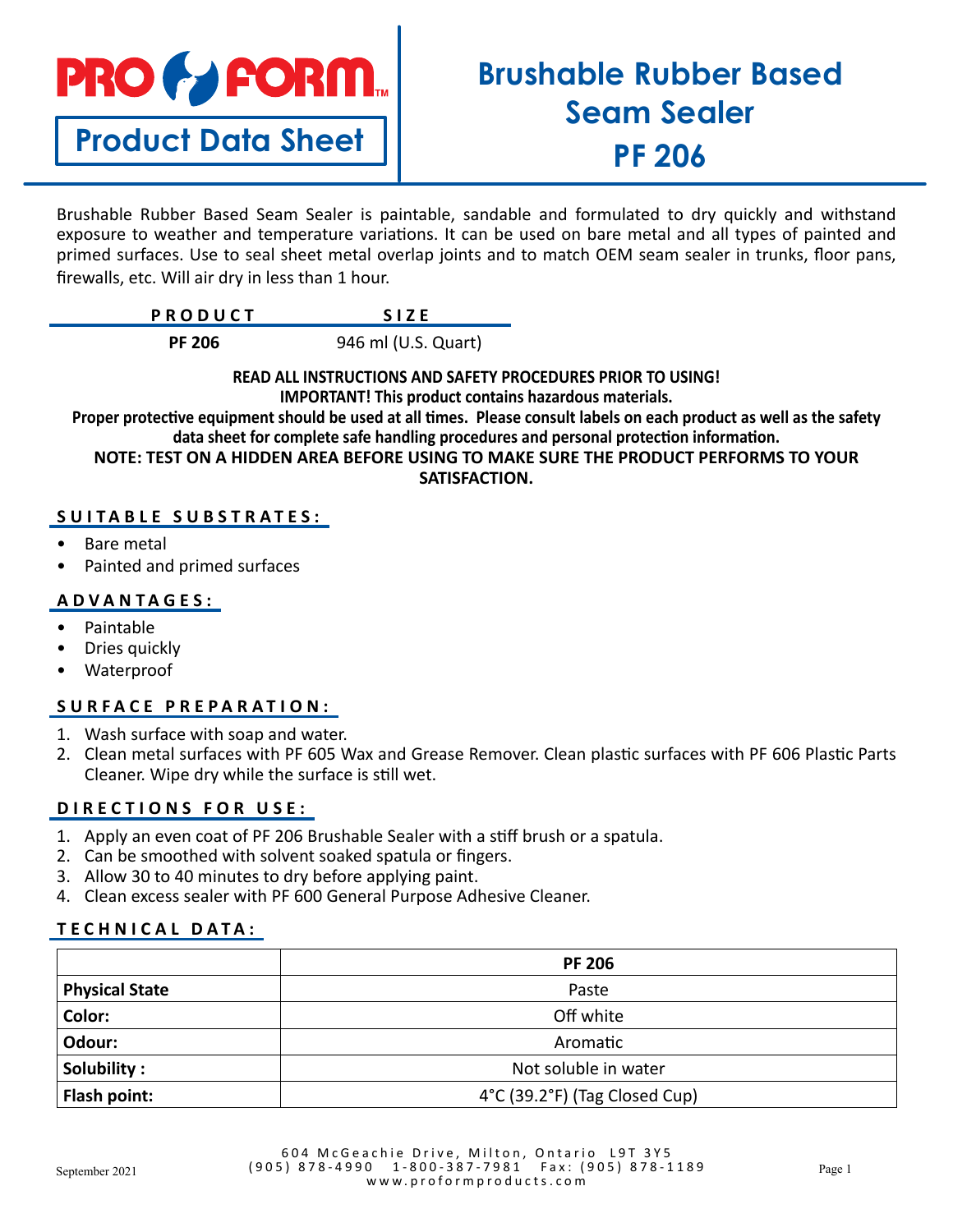**PRO FORM**

**Product Data Sheet**

# Brushable Rubber Based Seam Sealer PF 206

Brushable Rubber Based Seam Sealer is paintable, sandable and formulated to dry quickly and withstand exposure to weather and temperature variations. It can be used on bare metal and all types of painted and primed surfaces. Use to seal sheet metal overlap joints and to match OEM seam sealer in trunks, floor pans, firewalls, etc. Will air dry in less than 1 hour.

| PRODUCT | SIZE |
|---|---|
| **PF 206** | 946 ml (U.S. Quart) |

**READ ALL INSTRUCTIONS AND SAFETY PROCEDURES PRIOR TO USING!**
**IMPORTANT! This product contains hazardous materials.**
**Proper protective equipment should be used at all times. Please consult labels on each product as well as the safety data sheet for complete safe handling procedures and personal protection information.**
**NOTE: TEST ON A HIDDEN AREA BEFORE USING TO MAKE SURE THE PRODUCT PERFORMS TO YOUR SATISFACTION.**

## SUITABLE SUBSTRATES:

- Bare metal
- Painted and primed surfaces

## ADVANTAGES:

- Paintable
- Dries quickly
- Waterproof

## SURFACE PREPARATION:

1. Wash surface with soap and water.
2. Clean metal surfaces with PF 605 Wax and Grease Remover. Clean plastic surfaces with PF 606 Plastic Parts Cleaner. Wipe dry while the surface is still wet.

## DIRECTIONS FOR USE:

1. Apply an even coat of PF 206 Brushable Sealer with a stiff brush or a spatula.
2. Can be smoothed with solvent soaked spatula or fingers.
3. Allow 30 to 40 minutes to dry before applying paint.
4. Clean excess sealer with PF 600 General Purpose Adhesive Cleaner.

## TECHNICAL DATA:

| | **PF 206** |
|---|---|
| **Physical State** | Paste |
| **Color:** | Off white |
| **Odour:** | Aromatic |
| **Solubility :** | Not soluble in water |
| **Flash point:** | 4°C (39.2°F) (Tag Closed Cup) |

604 McGeachie Drive, Milton, Ontario L9T 3Y5
(905) 878-4990 1-800-387-7981 Fax: (905) 878-1189
www.proformproducts.com

September 2021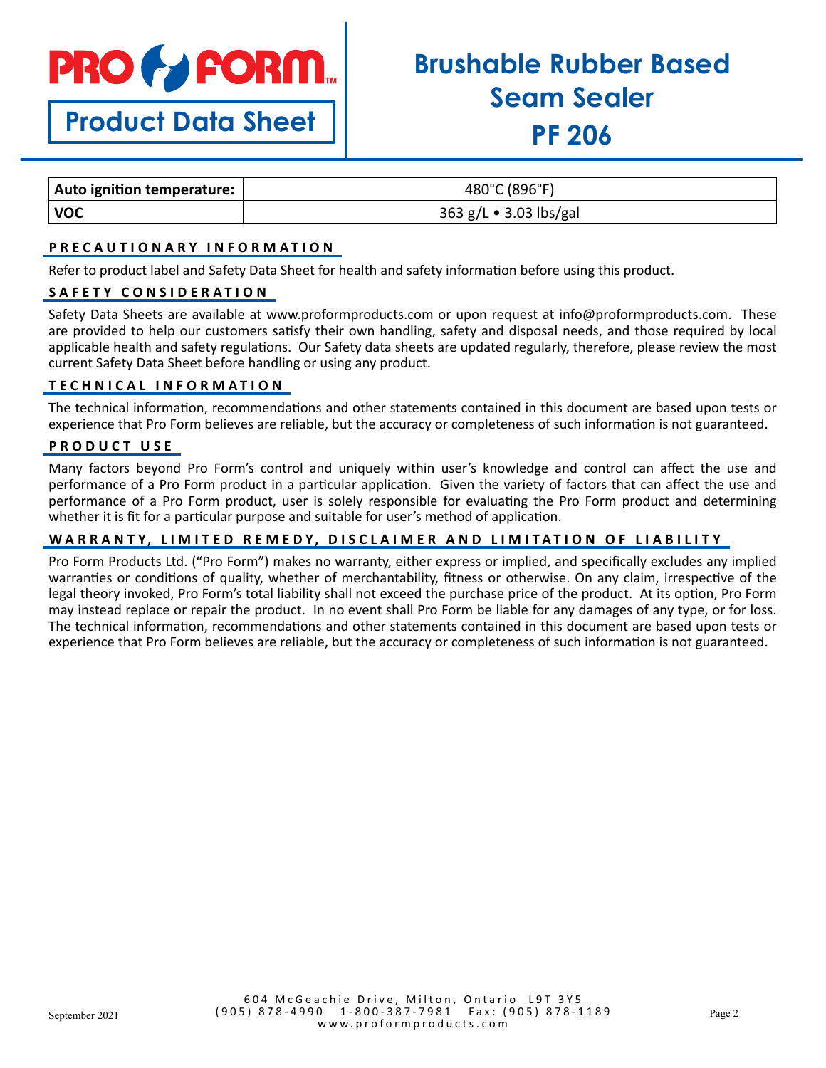PRO FORM

**Product Data Sheet**

# Brushable Rubber Based Seam Sealer PF 206

| | |
|---|---|
| **Auto ignition temperature:** | 480°C (896°F) |
| **VOC** | 363 g/L • 3.03 lbs/gal |

## PRECAUTIONARY INFORMATION

Refer to product label and Safety Data Sheet for health and safety information before using this product.

## SAFETY CONSIDERATION

Safety Data Sheets are available at www.proformproducts.com or upon request at info@proformproducts.com. These are provided to help our customers satisfy their own handling, safety and disposal needs, and those required by local applicable health and safety regulations. Our Safety data sheets are updated regularly, therefore, please review the most current Safety Data Sheet before handling or using any product.

## TECHNICAL INFORMATION

The technical information, recommendations and other statements contained in this document are based upon tests or experience that Pro Form believes are reliable, but the accuracy or completeness of such information is not guaranteed.

## PRODUCT USE

Many factors beyond Pro Form's control and uniquely within user's knowledge and control can affect the use and performance of a Pro Form product in a particular application. Given the variety of factors that can affect the use and performance of a Pro Form product, user is solely responsible for evaluating the Pro Form product and determining whether it is fit for a particular purpose and suitable for user's method of application.

## WARRANTY, LIMITED REMEDY, DISCLAIMER AND LIMITATION OF LIABILITY

Pro Form Products Ltd. ("Pro Form") makes no warranty, either express or implied, and specifically excludes any implied warranties or conditions of quality, whether of merchantability, fitness or otherwise. On any claim, irrespective of the legal theory invoked, Pro Form's total liability shall not exceed the purchase price of the product. At its option, Pro Form may instead replace or repair the product. In no event shall Pro Form be liable for any damages of any type, or for loss. The technical information, recommendations and other statements contained in this document are based upon tests or experience that Pro Form believes are reliable, but the accuracy or completeness of such information is not guaranteed.

September 2021

604 McGeachie Drive, Milton, Ontario L9T 3Y5
(905) 878-4990 1-800-387-7981 Fax: (905) 878-1189
www.proformproducts.com